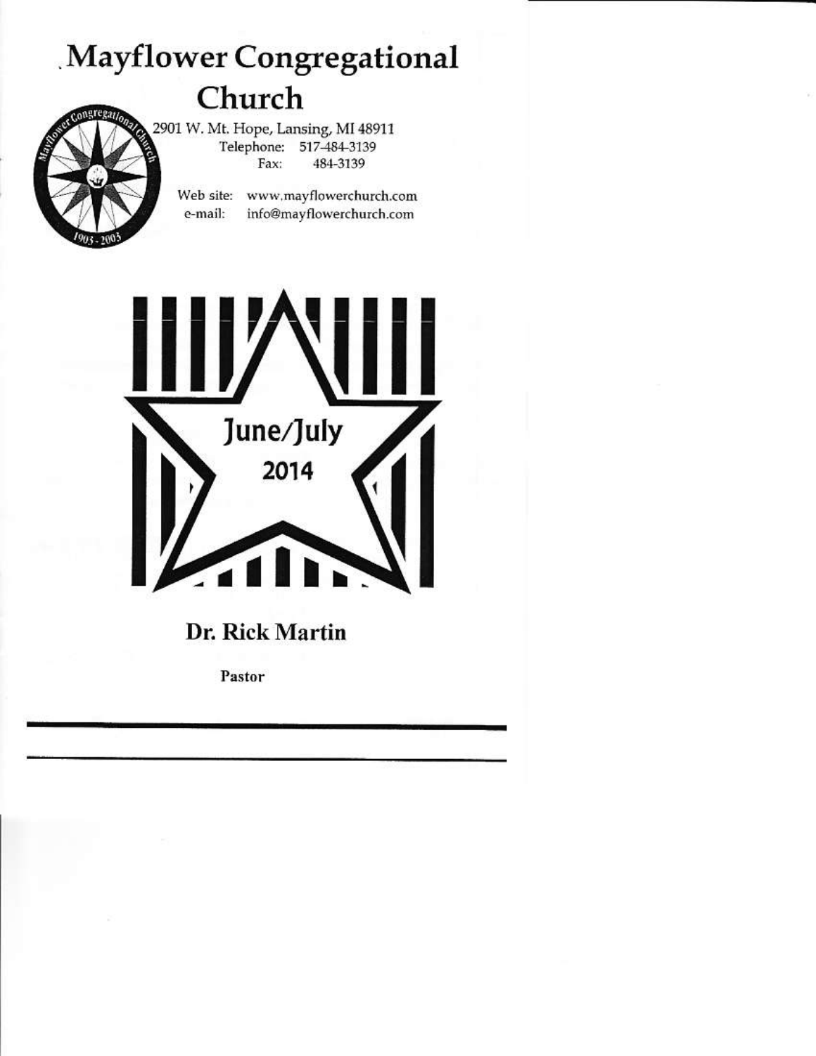# Mayflower Congregational Church

2901 W. Mt. Hope, Lansing, MI 48911

Telephone: 517-484-3139

Fax: 484-3139

Web site: www.mayflowerchurch.com

e-mail: info@mayflowerchurch.com

June/July

2014

## Dr. Rick Martin

**Pastor**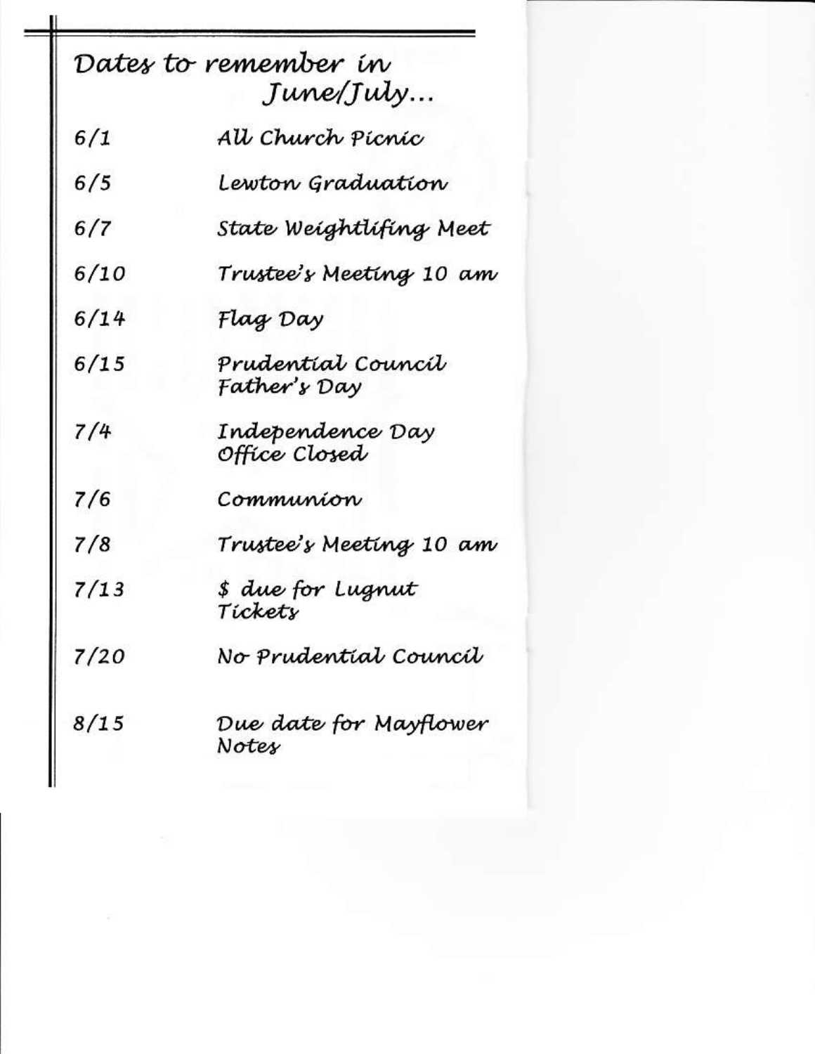## Dates to remember in June/July...

| | |
|---|---|
| 6/1 | All Church Picnic |
| 6/5 | Lewton Graduation |
| 6/7 | State Weightlifing Meet |
| 6/10 | Trustee's Meeting 10 am |
| 6/14 | Flag Day |
| 6/15 | Prudential Council<br>Father's Day |
| 7/4 | Independence Day<br>Office Closed |
| 7/6 | Communion |
| 7/8 | Trustee's Meeting 10 am |
| 7/13 | $ due for Lugnut Tickets |
| 7/20 | No Prudential Council |
| 8/15 | Due date for Mayflower Notes |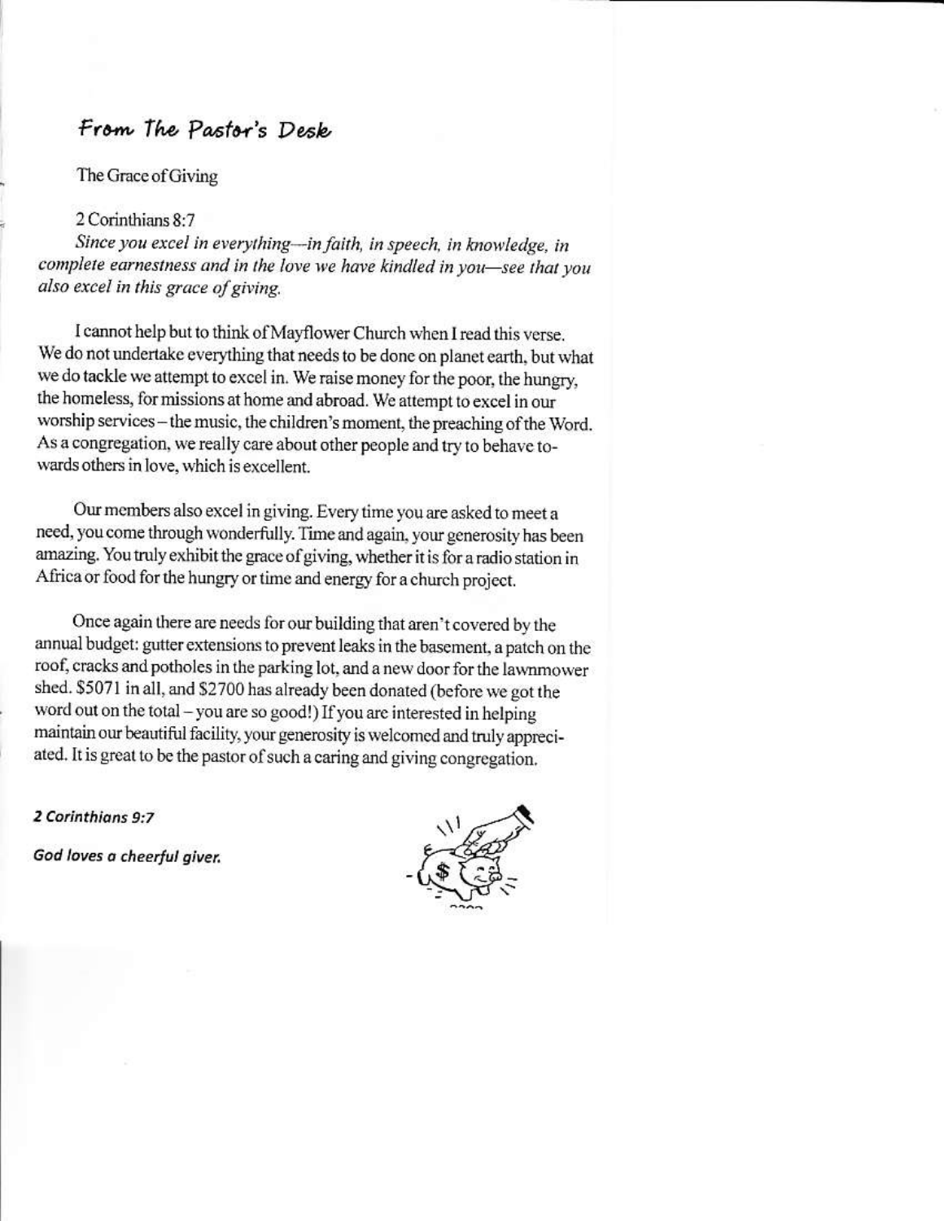## From The Pastor's Desk

The Grace of Giving

2 Corinthians 8:7

*Since you excel in everything—in faith, in speech, in knowledge, in complete earnestness and in the love we have kindled in you—see that you also excel in this grace of giving.*

I cannot help but to think of Mayflower Church when I read this verse. We do not undertake everything that needs to be done on planet earth, but what we do tackle we attempt to excel in. We raise money for the poor, the hungry, the homeless, for missions at home and abroad. We attempt to excel in our worship services – the music, the children's moment, the preaching of the Word. As a congregation, we really care about other people and try to behave towards others in love, which is excellent.

Our members also excel in giving. Every time you are asked to meet a need, you come through wonderfully. Time and again, your generosity has been amazing. You truly exhibit the grace of giving, whether it is for a radio station in Africa or food for the hungry or time and energy for a church project.

Once again there are needs for our building that aren't covered by the annual budget: gutter extensions to prevent leaks in the basement, a patch on the roof, cracks and potholes in the parking lot, and a new door for the lawnmower shed. $5071 in all, and $2700 has already been donated (before we got the word out on the total – you are so good!) If you are interested in helping maintain our beautiful facility, your generosity is welcomed and truly appreciated. It is great to be the pastor of such a caring and giving congregation.

***2 Corinthians 9:7***

***God loves a cheerful giver.***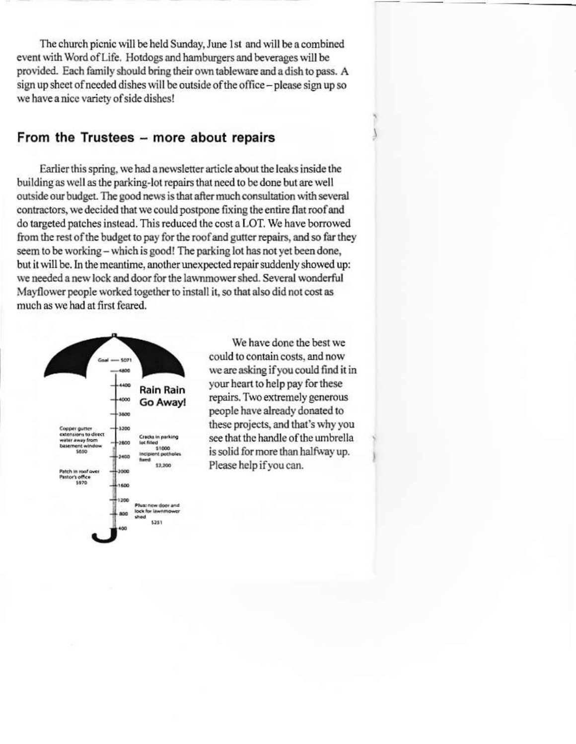The church picnic will be held Sunday, June 1st and will be a combined event with Word of Life. Hotdogs and hamburgers and beverages will be provided. Each family should bring their own tableware and a dish to pass. A sign up sheet of needed dishes will be outside of the office – please sign up so we have a nice variety of side dishes!

## From the Trustees – more about repairs

Earlier this spring, we had a newsletter article about the leaks inside the building as well as the parking-lot repairs that need to be done but are well outside our budget. The good news is that after much consultation with several contractors, we decided that we could postpone fixing the entire flat roof and do targeted patches instead. This reduced the cost a LOT. We have borrowed from the rest of the budget to pay for the roof and gutter repairs, and so far they seem to be working – which is good! The parking lot has not yet been done, but it will be. In the meantime, another unexpected repair suddenly showed up: we needed a new lock and door for the lawnmower shed. Several wonderful Mayflower people worked together to install it, so that also did not cost as much as we had at first feared.

**Rain Rain Go Away!**

Goal — 5071

- Copper gutter extensions to direct water away from basement window $650
- Patch in roof over Pastor's office $970
- Cracks in parking lot filled $1000
- Incipient potholes fixed $2,200
- Plus: new door and lock for lawnmower shed $251

We have done the best we could to contain costs, and now we are asking if you could find it in your heart to help pay for these repairs. Two extremely generous people have already donated to these projects, and that's why you see that the handle of the umbrella is solid for more than halfway up. Please help if you can.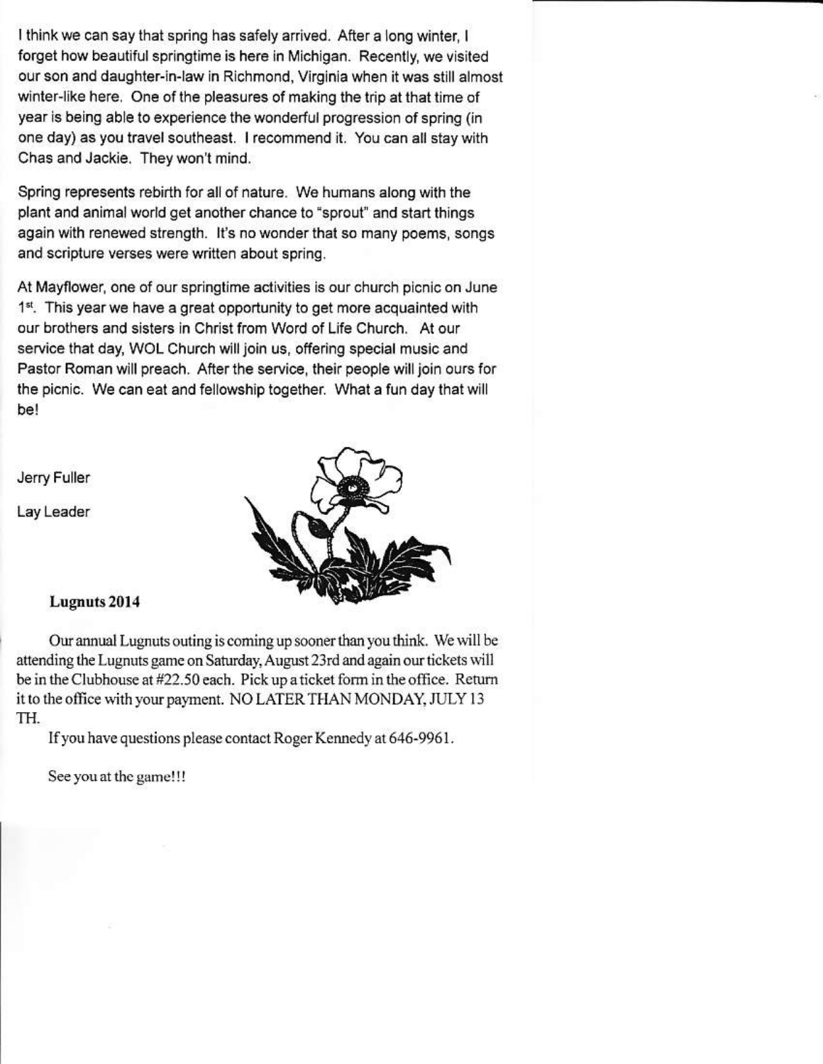I think we can say that spring has safely arrived. After a long winter, I forget how beautiful springtime is here in Michigan. Recently, we visited our son and daughter-in-law in Richmond, Virginia when it was still almost winter-like here. One of the pleasures of making the trip at that time of year is being able to experience the wonderful progression of spring (in one day) as you travel southeast. I recommend it. You can all stay with Chas and Jackie. They won't mind.

Spring represents rebirth for all of nature. We humans along with the plant and animal world get another chance to "sprout" and start things again with renewed strength. It's no wonder that so many poems, songs and scripture verses were written about spring.

At Mayflower, one of our springtime activities is our church picnic on June 1st. This year we have a great opportunity to get more acquainted with our brothers and sisters in Christ from Word of Life Church. At our service that day, WOL Church will join us, offering special music and Pastor Roman will preach. After the service, their people will join ours for the picnic. We can eat and fellowship together. What a fun day that will be!

Jerry Fuller

Lay Leader

**Lugnuts 2014**

Our annual Lugnuts outing is coming up sooner than you think. We will be attending the Lugnuts game on Saturday, August 23rd and again our tickets will be in the Clubhouse at #22.50 each. Pick up a ticket form in the office. Return it to the office with your payment. NO LATER THAN MONDAY, JULY 13 TH.

If you have questions please contact Roger Kennedy at 646-9961.

See you at the game!!!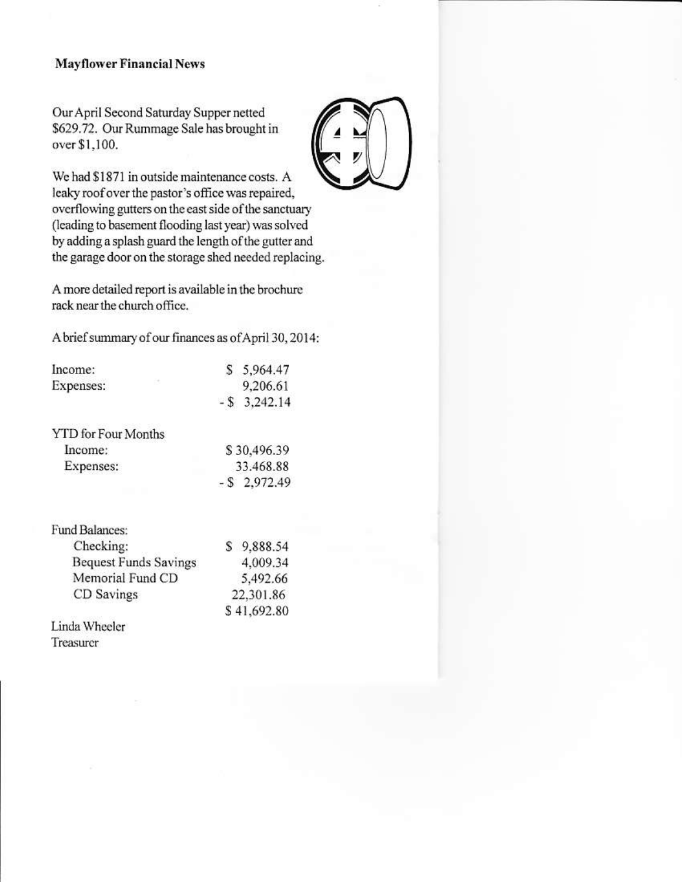**Mayflower Financial News**

Our April Second Saturday Supper netted $629.72. Our Rummage Sale has brought in over $1,100.

We had $1871 in outside maintenance costs. A leaky roof over the pastor's office was repaired, overflowing gutters on the east side of the sanctuary (leading to basement flooding last year) was solved by adding a splash guard the length of the gutter and the garage door on the storage shed needed replacing.

A more detailed report is available in the brochure rack near the church office.

A brief summary of our finances as of April 30, 2014:

| | |
|---|---|
| Income: | $ 5,964.47 |
| Expenses: | 9,206.61 |
| | - $ 3,242.14 |

| | |
|---|---|
| YTD for Four Months | |
| Income: | $ 30,496.39 |
| Expenses: | 33.468.88 |
| | - $ 2,972.49 |

| | |
|---|---|
| Fund Balances: | |
| Checking: | $ 9,888.54 |
| Bequest Funds Savings | 4,009.34 |
| Memorial Fund CD | 5,492.66 |
| CD Savings | 22,301.86 |
| | $ 41,692.80 |

Linda Wheeler
Treasurer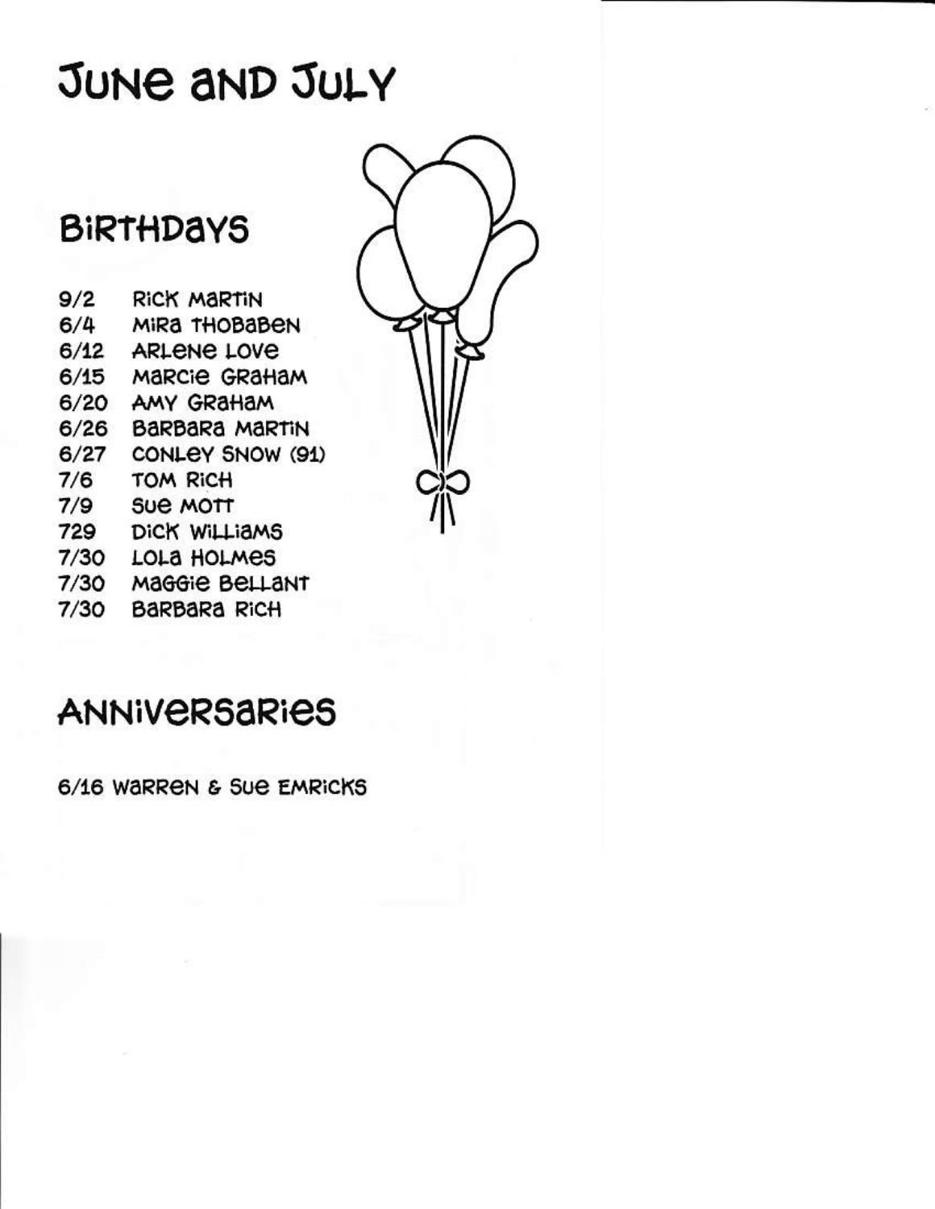# June and July

## Birthdays

9/2 Rick Martin
6/4 Mira Thobaben
6/12 Arlene Love
6/15 Marcie Graham
6/20 Amy Graham
6/26 Barbara Martin
6/27 Conley Snow (91)
7/6 Tom Rich
7/9 Sue Mott
729 Dick Williams
7/30 Lola Holmes
7/30 Maggie Bellant
7/30 Barbara Rich

## Anniversaries

6/16 Warren & Sue Emricks